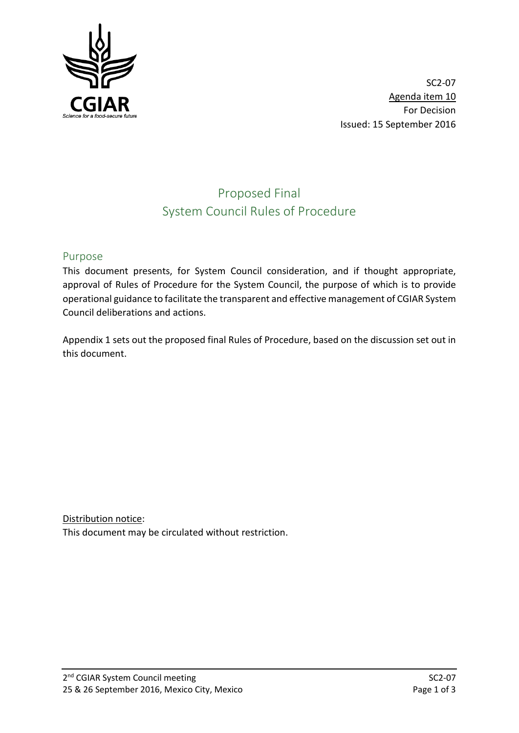SC2-07
Agenda item 10
For Decision
Issued: 15 September 2016

# Proposed Final System Council Rules of Procedure

## Purpose

This document presents, for System Council consideration, and if thought appropriate, approval of Rules of Procedure for the System Council, the purpose of which is to provide operational guidance to facilitate the transparent and effective management of CGIAR System Council deliberations and actions.

Appendix 1 sets out the proposed final Rules of Procedure, based on the discussion set out in this document.

Distribution notice:
This document may be circulated without restriction.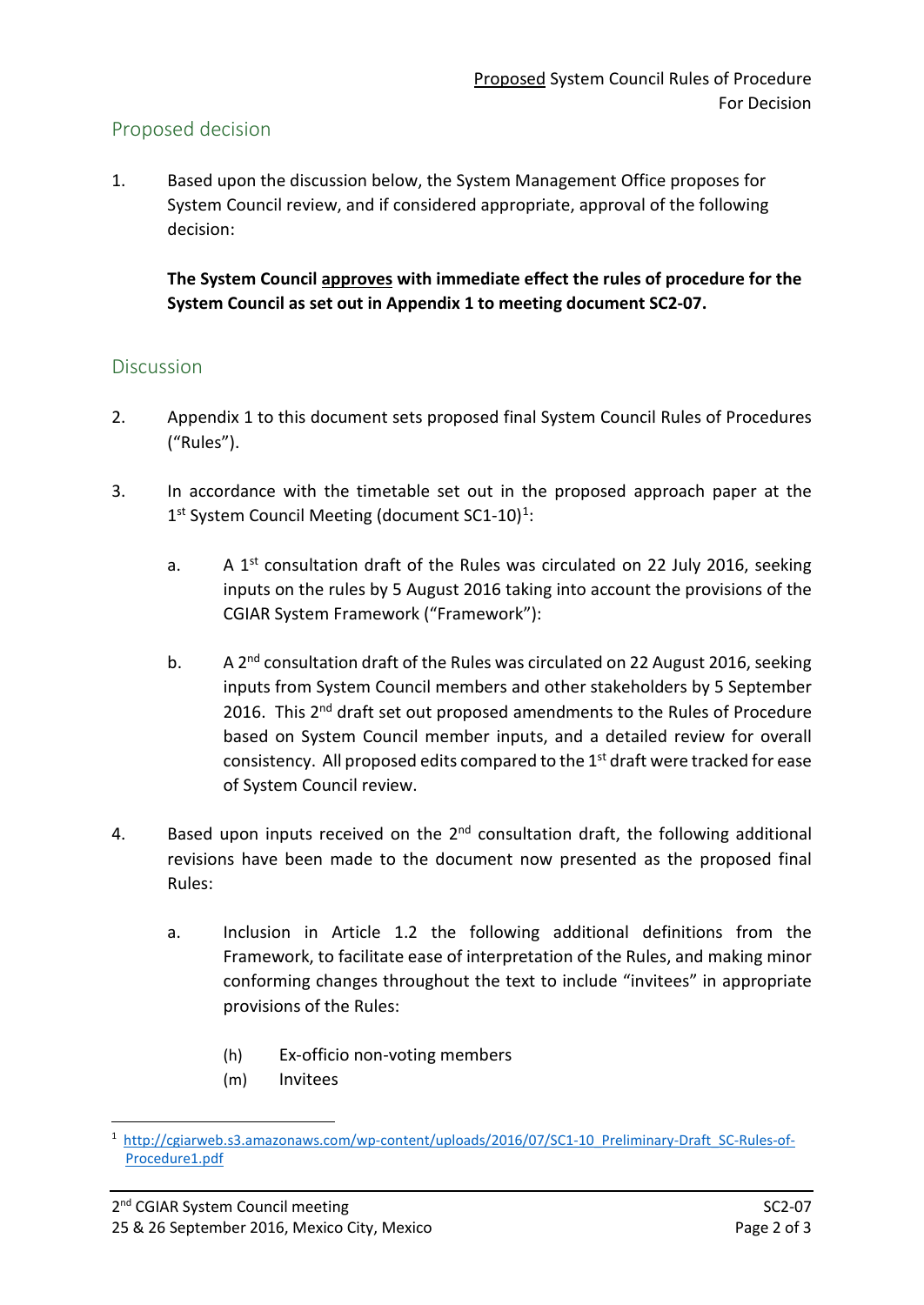## Proposed decision

1. Based upon the discussion below, the System Management Office proposes for System Council review, and if considered appropriate, approval of the following decision:

   **The System Council approves with immediate effect the rules of procedure for the System Council as set out in Appendix 1 to meeting document SC2-07.**

## Discussion

2. Appendix 1 to this document sets proposed final System Council Rules of Procedures ("Rules").

3. In accordance with the timetable set out in the proposed approach paper at the 1st System Council Meeting (document SC1-10)[1]:

   a. A 1st consultation draft of the Rules was circulated on 22 July 2016, seeking inputs on the rules by 5 August 2016 taking into account the provisions of the CGIAR System Framework ("Framework"):

   b. A 2nd consultation draft of the Rules was circulated on 22 August 2016, seeking inputs from System Council members and other stakeholders by 5 September 2016. This 2nd draft set out proposed amendments to the Rules of Procedure based on System Council member inputs, and a detailed review for overall consistency. All proposed edits compared to the 1st draft were tracked for ease of System Council review.

4. Based upon inputs received on the 2nd consultation draft, the following additional revisions have been made to the document now presented as the proposed final Rules:

   a. Inclusion in Article 1.2 the following additional definitions from the Framework, to facilitate ease of interpretation of the Rules, and making minor conforming changes throughout the text to include "invitees" in appropriate provisions of the Rules:

      (h) Ex-officio non-voting members
      (m) Invitees

[1] http://cgiarweb.s3.amazonaws.com/wp-content/uploads/2016/07/SC1-10_Preliminary-Draft_SC-Rules-of-Procedure1.pdf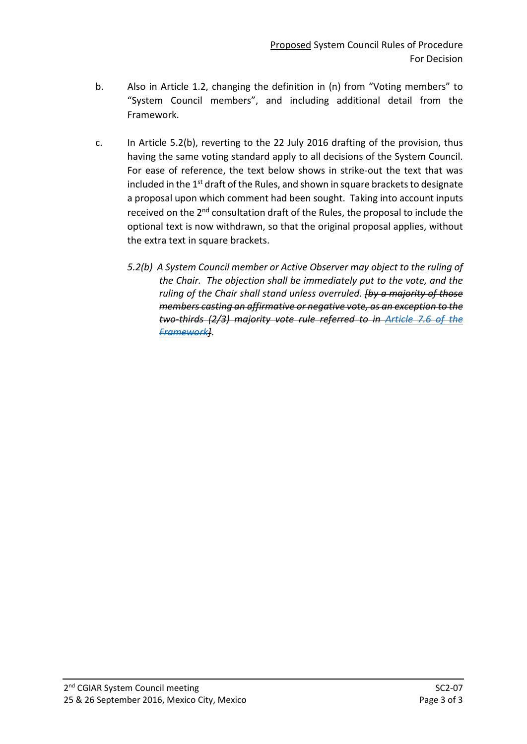b. Also in Article 1.2, changing the definition in (n) from "Voting members" to "System Council members", and including additional detail from the Framework.

c. In Article 5.2(b), reverting to the 22 July 2016 drafting of the provision, thus having the same voting standard apply to all decisions of the System Council. For ease of reference, the text below shows in strike-out the text that was included in the 1st draft of the Rules, and shown in square brackets to designate a proposal upon which comment had been sought. Taking into account inputs received on the 2nd consultation draft of the Rules, the proposal to include the optional text is now withdrawn, so that the original proposal applies, without the extra text in square brackets.

*5.2(b) A System Council member or Active Observer may object to the ruling of the Chair. The objection shall be immediately put to the vote, and the ruling of the Chair shall stand unless overruled.* ~~*[by a majority of those members casting an affirmative or negative vote, as an exception to the two-thirds (2/3) majority vote rule referred to in Article 7.6 of the Framework]*~~*.*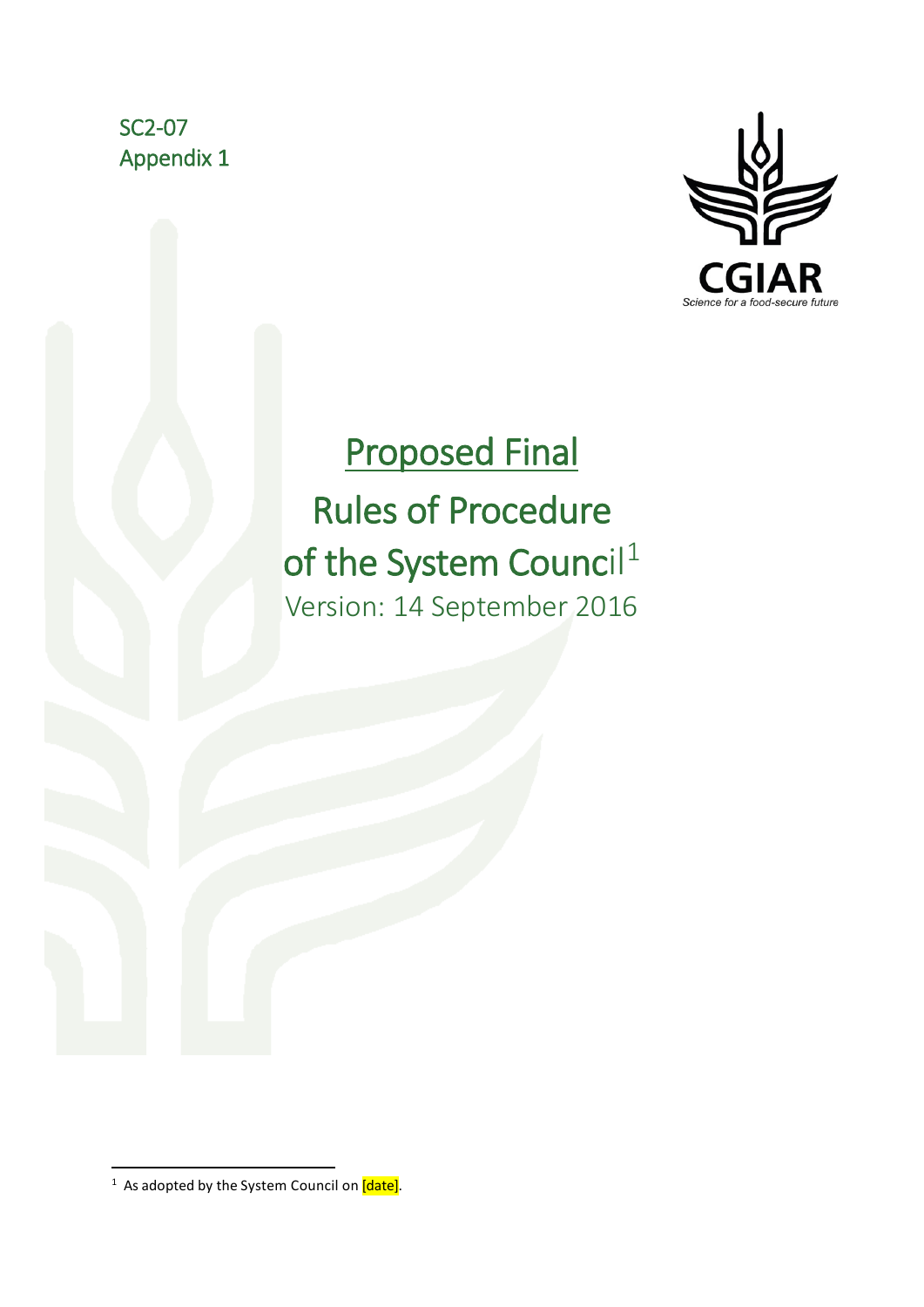SC2-07
Appendix 1

# Proposed Final

# Rules of Procedure of the System Council[1]

Version: 14 September 2016

[1] As adopted by the System Council on [date].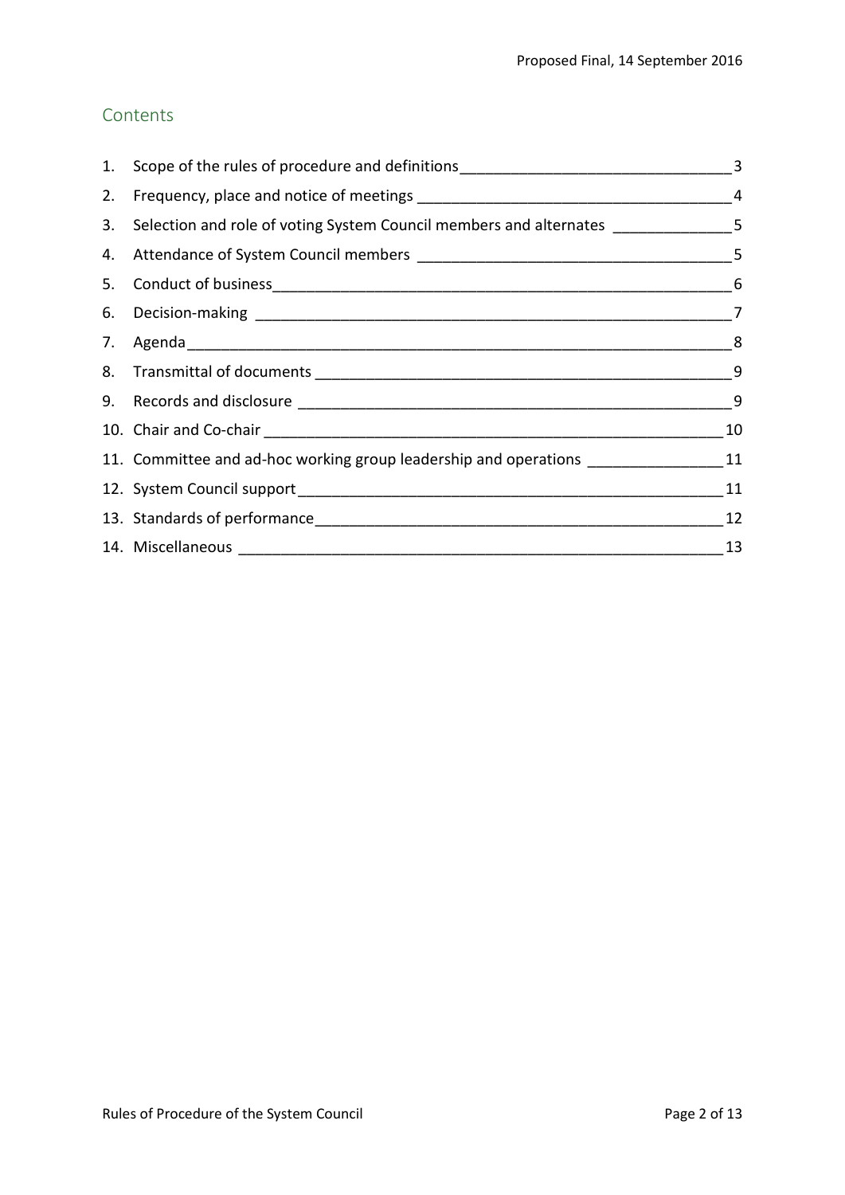## Contents

1. Scope of the rules of procedure and definitions 3
2. Frequency, place and notice of meetings 4
3. Selection and role of voting System Council members and alternates 5
4. Attendance of System Council members 5
5. Conduct of business 6
6. Decision-making 7
7. Agenda 8
8. Transmittal of documents 9
9. Records and disclosure 9
10. Chair and Co-chair 10
11. Committee and ad-hoc working group leadership and operations 11
12. System Council support 11
13. Standards of performance 12
14. Miscellaneous 13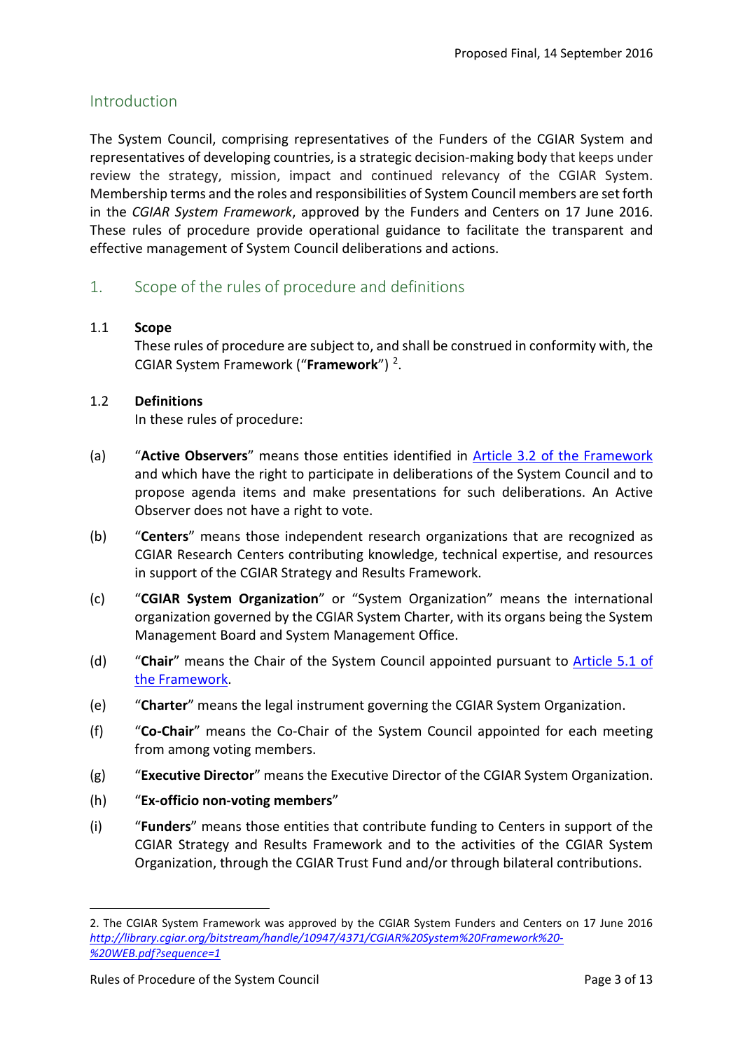## Introduction

The System Council, comprising representatives of the Funders of the CGIAR System and representatives of developing countries, is a strategic decision-making body that keeps under review the strategy, mission, impact and continued relevancy of the CGIAR System. Membership terms and the roles and responsibilities of System Council members are set forth in the *CGIAR System Framework*, approved by the Funders and Centers on 17 June 2016. These rules of procedure provide operational guidance to facilitate the transparent and effective management of System Council deliberations and actions.

## 1. Scope of the rules of procedure and definitions

### 1.1 Scope

These rules of procedure are subject to, and shall be construed in conformity with, the CGIAR System Framework ("**Framework**") [2].

### 1.2 Definitions

In these rules of procedure:

(a) "**Active Observers**" means those entities identified in [Article 3.2 of the Framework](#) and which have the right to participate in deliberations of the System Council and to propose agenda items and make presentations for such deliberations. An Active Observer does not have a right to vote.

(b) "**Centers**" means those independent research organizations that are recognized as CGIAR Research Centers contributing knowledge, technical expertise, and resources in support of the CGIAR Strategy and Results Framework.

(c) "**CGIAR System Organization**" or "System Organization" means the international organization governed by the CGIAR System Charter, with its organs being the System Management Board and System Management Office.

(d) "**Chair**" means the Chair of the System Council appointed pursuant to [Article 5.1 of the Framework](#).

(e) "**Charter**" means the legal instrument governing the CGIAR System Organization.

(f) "**Co-Chair**" means the Co-Chair of the System Council appointed for each meeting from among voting members.

(g) "**Executive Director**" means the Executive Director of the CGIAR System Organization.

(h) "**Ex-officio non-voting members**"

(i) "**Funders**" means those entities that contribute funding to Centers in support of the CGIAR Strategy and Results Framework and to the activities of the CGIAR System Organization, through the CGIAR Trust Fund and/or through bilateral contributions.

---

2. The CGIAR System Framework was approved by the CGIAR System Funders and Centers on 17 June 2016 *http://library.cgiar.org/bitstream/handle/10947/4371/CGIAR%20System%20Framework%20-%20WEB.pdf?sequence=1*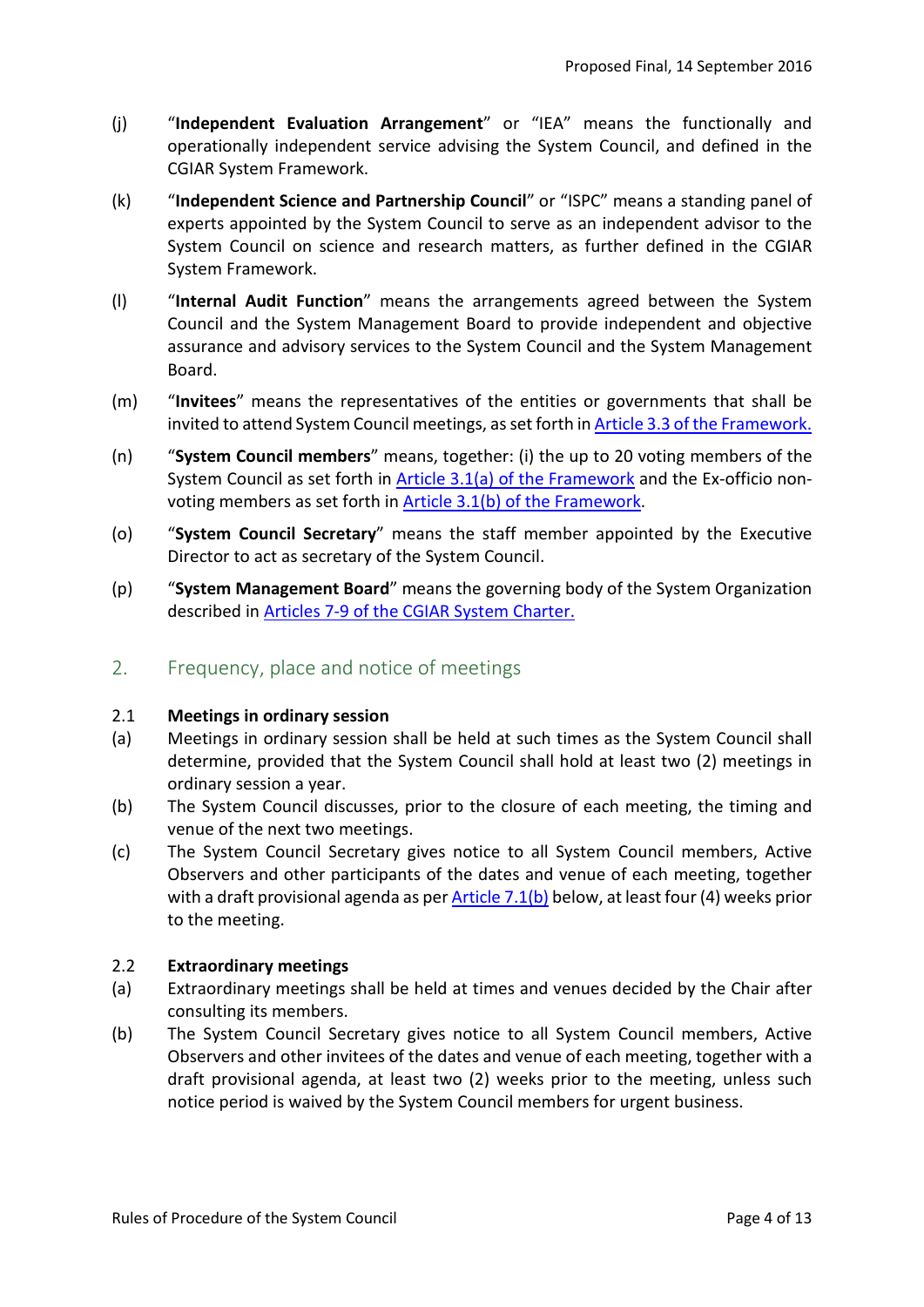(j) "**Independent Evaluation Arrangement**" or "IEA" means the functionally and operationally independent service advising the System Council, and defined in the CGIAR System Framework.

(k) "**Independent Science and Partnership Council**" or "ISPC" means a standing panel of experts appointed by the System Council to serve as an independent advisor to the System Council on science and research matters, as further defined in the CGIAR System Framework.

(l) "**Internal Audit Function**" means the arrangements agreed between the System Council and the System Management Board to provide independent and objective assurance and advisory services to the System Council and the System Management Board.

(m) "**Invitees**" means the representatives of the entities or governments that shall be invited to attend System Council meetings, as set forth in Article 3.3 of the Framework.

(n) "**System Council members**" means, together: (i) the up to 20 voting members of the System Council as set forth in Article 3.1(a) of the Framework and the Ex-officio non-voting members as set forth in Article 3.1(b) of the Framework.

(o) "**System Council Secretary**" means the staff member appointed by the Executive Director to act as secretary of the System Council.

(p) "**System Management Board**" means the governing body of the System Organization described in Articles 7-9 of the CGIAR System Charter.

## 2. Frequency, place and notice of meetings

### 2.1 Meetings in ordinary session

(a) Meetings in ordinary session shall be held at such times as the System Council shall determine, provided that the System Council shall hold at least two (2) meetings in ordinary session a year.

(b) The System Council discusses, prior to the closure of each meeting, the timing and venue of the next two meetings.

(c) The System Council Secretary gives notice to all System Council members, Active Observers and other participants of the dates and venue of each meeting, together with a draft provisional agenda as per Article 7.1(b) below, at least four (4) weeks prior to the meeting.

### 2.2 Extraordinary meetings

(a) Extraordinary meetings shall be held at times and venues decided by the Chair after consulting its members.

(b) The System Council Secretary gives notice to all System Council members, Active Observers and other invitees of the dates and venue of each meeting, together with a draft provisional agenda, at least two (2) weeks prior to the meeting, unless such notice period is waived by the System Council members for urgent business.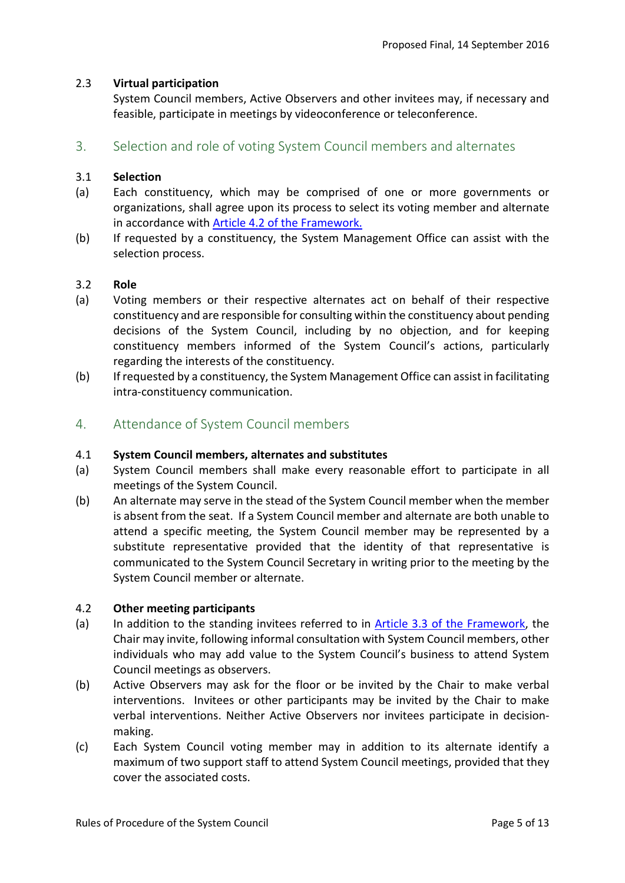### 2.3 Virtual participation

System Council members, Active Observers and other invitees may, if necessary and feasible, participate in meetings by videoconference or teleconference.

## 3. Selection and role of voting System Council members and alternates

### 3.1 Selection

(a) Each constituency, which may be comprised of one or more governments or organizations, shall agree upon its process to select its voting member and alternate in accordance with [Article 4.2 of the Framework.]

(b) If requested by a constituency, the System Management Office can assist with the selection process.

### 3.2 Role

(a) Voting members or their respective alternates act on behalf of their respective constituency and are responsible for consulting within the constituency about pending decisions of the System Council, including by no objection, and for keeping constituency members informed of the System Council's actions, particularly regarding the interests of the constituency.

(b) If requested by a constituency, the System Management Office can assist in facilitating intra-constituency communication.

## 4. Attendance of System Council members

### 4.1 System Council members, alternates and substitutes

(a) System Council members shall make every reasonable effort to participate in all meetings of the System Council.

(b) An alternate may serve in the stead of the System Council member when the member is absent from the seat. If a System Council member and alternate are both unable to attend a specific meeting, the System Council member may be represented by a substitute representative provided that the identity of that representative is communicated to the System Council Secretary in writing prior to the meeting by the System Council member or alternate.

### 4.2 Other meeting participants

(a) In addition to the standing invitees referred to in [Article 3.3 of the Framework], the Chair may invite, following informal consultation with System Council members, other individuals who may add value to the System Council's business to attend System Council meetings as observers.

(b) Active Observers may ask for the floor or be invited by the Chair to make verbal interventions. Invitees or other participants may be invited by the Chair to make verbal interventions. Neither Active Observers nor invitees participate in decision-making.

(c) Each System Council voting member may in addition to its alternate identify a maximum of two support staff to attend System Council meetings, provided that they cover the associated costs.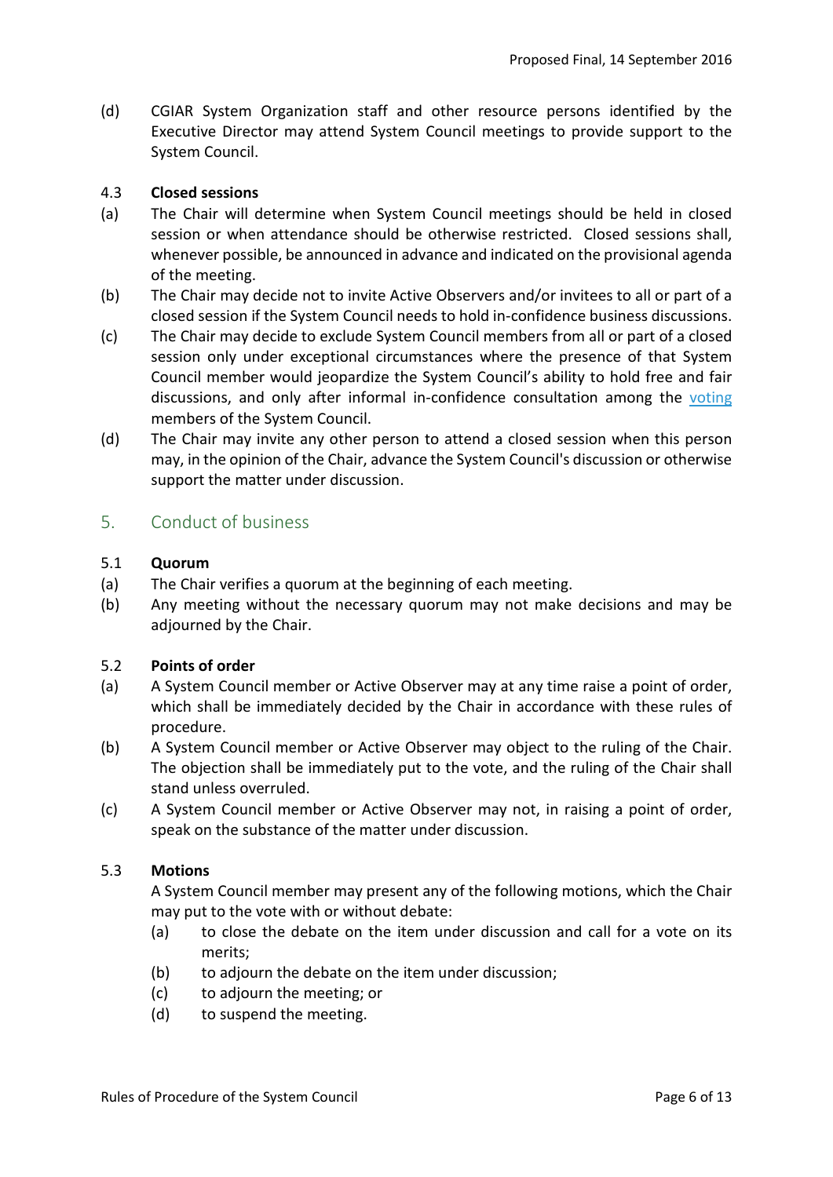(d) CGIAR System Organization staff and other resource persons identified by the Executive Director may attend System Council meetings to provide support to the System Council.

4.3 **Closed sessions**

(a) The Chair will determine when System Council meetings should be held in closed session or when attendance should be otherwise restricted. Closed sessions shall, whenever possible, be announced in advance and indicated on the provisional agenda of the meeting.

(b) The Chair may decide not to invite Active Observers and/or invitees to all or part of a closed session if the System Council needs to hold in-confidence business discussions.

(c) The Chair may decide to exclude System Council members from all or part of a closed session only under exceptional circumstances where the presence of that System Council member would jeopardize the System Council's ability to hold free and fair discussions, and only after informal in-confidence consultation among the voting members of the System Council.

(d) The Chair may invite any other person to attend a closed session when this person may, in the opinion of the Chair, advance the System Council's discussion or otherwise support the matter under discussion.

## 5. Conduct of business

5.1 **Quorum**

(a) The Chair verifies a quorum at the beginning of each meeting.

(b) Any meeting without the necessary quorum may not make decisions and may be adjourned by the Chair.

5.2 **Points of order**

(a) A System Council member or Active Observer may at any time raise a point of order, which shall be immediately decided by the Chair in accordance with these rules of procedure.

(b) A System Council member or Active Observer may object to the ruling of the Chair. The objection shall be immediately put to the vote, and the ruling of the Chair shall stand unless overruled.

(c) A System Council member or Active Observer may not, in raising a point of order, speak on the substance of the matter under discussion.

5.3 **Motions**

A System Council member may present any of the following motions, which the Chair may put to the vote with or without debate:

- (a) to close the debate on the item under discussion and call for a vote on its merits;
- (b) to adjourn the debate on the item under discussion;
- (c) to adjourn the meeting; or
- (d) to suspend the meeting.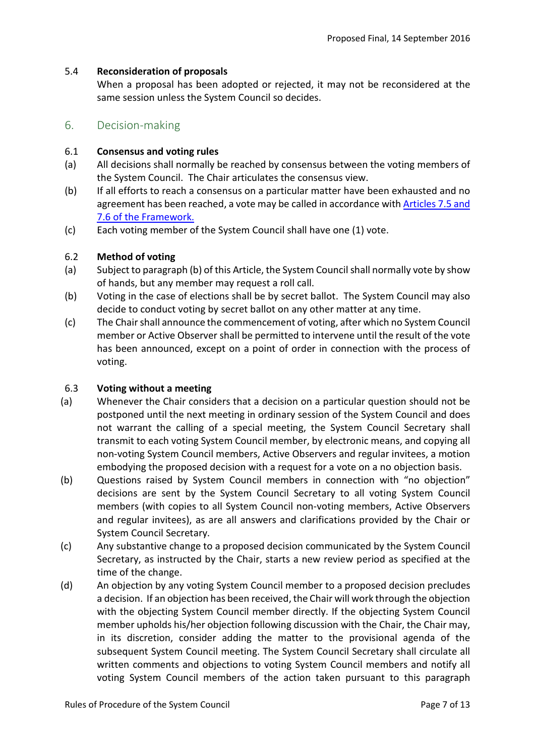### 5.4 Reconsideration of proposals

When a proposal has been adopted or rejected, it may not be reconsidered at the same session unless the System Council so decides.

## 6. Decision-making

### 6.1 Consensus and voting rules

(a) All decisions shall normally be reached by consensus between the voting members of the System Council. The Chair articulates the consensus view.

(b) If all efforts to reach a consensus on a particular matter have been exhausted and no agreement has been reached, a vote may be called in accordance with Articles 7.5 and 7.6 of the Framework.

(c) Each voting member of the System Council shall have one (1) vote.

### 6.2 Method of voting

(a) Subject to paragraph (b) of this Article, the System Council shall normally vote by show of hands, but any member may request a roll call.

(b) Voting in the case of elections shall be by secret ballot. The System Council may also decide to conduct voting by secret ballot on any other matter at any time.

(c) The Chair shall announce the commencement of voting, after which no System Council member or Active Observer shall be permitted to intervene until the result of the vote has been announced, except on a point of order in connection with the process of voting.

### 6.3 Voting without a meeting

(a) Whenever the Chair considers that a decision on a particular question should not be postponed until the next meeting in ordinary session of the System Council and does not warrant the calling of a special meeting, the System Council Secretary shall transmit to each voting System Council member, by electronic means, and copying all non-voting System Council members, Active Observers and regular invitees, a motion embodying the proposed decision with a request for a vote on a no objection basis.

(b) Questions raised by System Council members in connection with "no objection" decisions are sent by the System Council Secretary to all voting System Council members (with copies to all System Council non-voting members, Active Observers and regular invitees), as are all answers and clarifications provided by the Chair or System Council Secretary.

(c) Any substantive change to a proposed decision communicated by the System Council Secretary, as instructed by the Chair, starts a new review period as specified at the time of the change.

(d) An objection by any voting System Council member to a proposed decision precludes a decision. If an objection has been received, the Chair will work through the objection with the objecting System Council member directly. If the objecting System Council member upholds his/her objection following discussion with the Chair, the Chair may, in its discretion, consider adding the matter to the provisional agenda of the subsequent System Council meeting. The System Council Secretary shall circulate all written comments and objections to voting System Council members and notify all voting System Council members of the action taken pursuant to this paragraph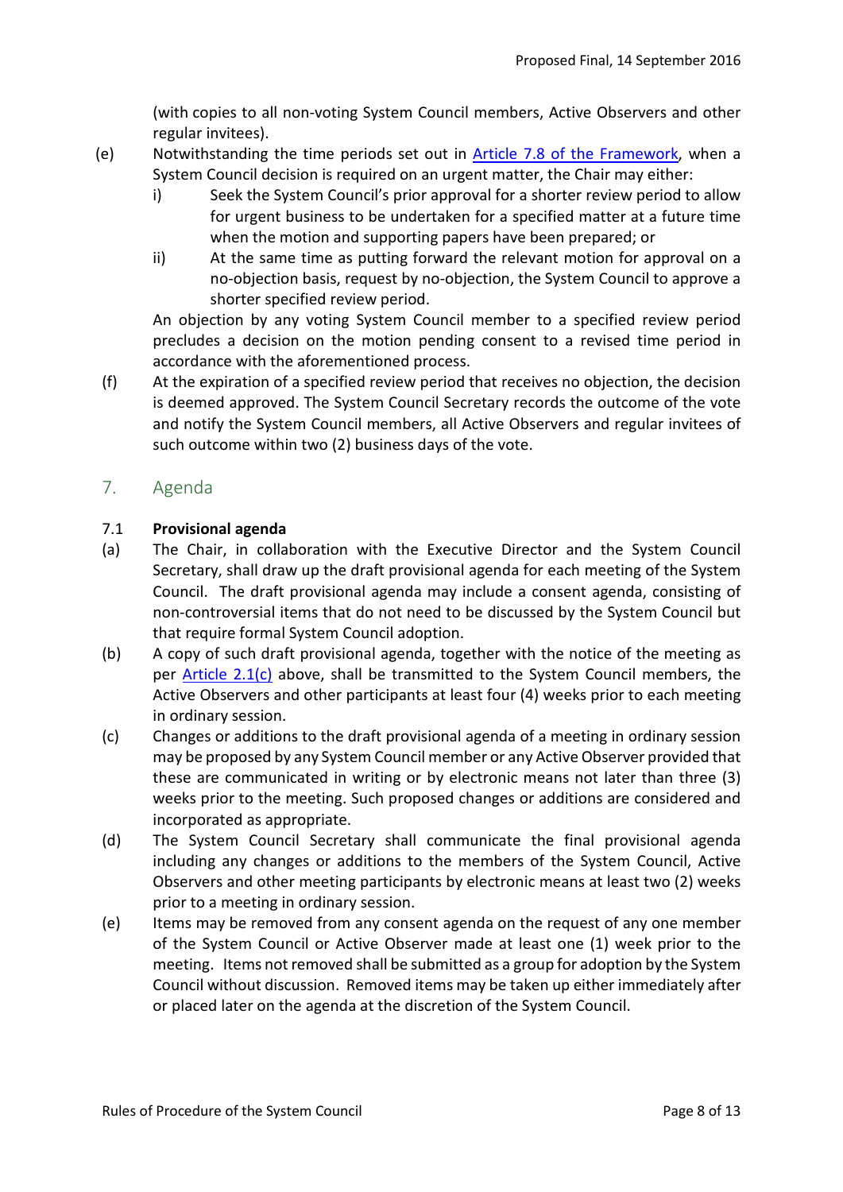(with copies to all non-voting System Council members, Active Observers and other regular invitees).

(e) Notwithstanding the time periods set out in Article 7.8 of the Framework, when a System Council decision is required on an urgent matter, the Chair may either:

i) Seek the System Council's prior approval for a shorter review period to allow for urgent business to be undertaken for a specified matter at a future time when the motion and supporting papers have been prepared; or

ii) At the same time as putting forward the relevant motion for approval on a no-objection basis, request by no-objection, the System Council to approve a shorter specified review period.

An objection by any voting System Council member to a specified review period precludes a decision on the motion pending consent to a revised time period in accordance with the aforementioned process.

(f) At the expiration of a specified review period that receives no objection, the decision is deemed approved. The System Council Secretary records the outcome of the vote and notify the System Council members, all Active Observers and regular invitees of such outcome within two (2) business days of the vote.

## 7. Agenda

### 7.1 **Provisional agenda**

(a) The Chair, in collaboration with the Executive Director and the System Council Secretary, shall draw up the draft provisional agenda for each meeting of the System Council. The draft provisional agenda may include a consent agenda, consisting of non-controversial items that do not need to be discussed by the System Council but that require formal System Council adoption.

(b) A copy of such draft provisional agenda, together with the notice of the meeting as per Article 2.1(c) above, shall be transmitted to the System Council members, the Active Observers and other participants at least four (4) weeks prior to each meeting in ordinary session.

(c) Changes or additions to the draft provisional agenda of a meeting in ordinary session may be proposed by any System Council member or any Active Observer provided that these are communicated in writing or by electronic means not later than three (3) weeks prior to the meeting. Such proposed changes or additions are considered and incorporated as appropriate.

(d) The System Council Secretary shall communicate the final provisional agenda including any changes or additions to the members of the System Council, Active Observers and other meeting participants by electronic means at least two (2) weeks prior to a meeting in ordinary session.

(e) Items may be removed from any consent agenda on the request of any one member of the System Council or Active Observer made at least one (1) week prior to the meeting. Items not removed shall be submitted as a group for adoption by the System Council without discussion. Removed items may be taken up either immediately after or placed later on the agenda at the discretion of the System Council.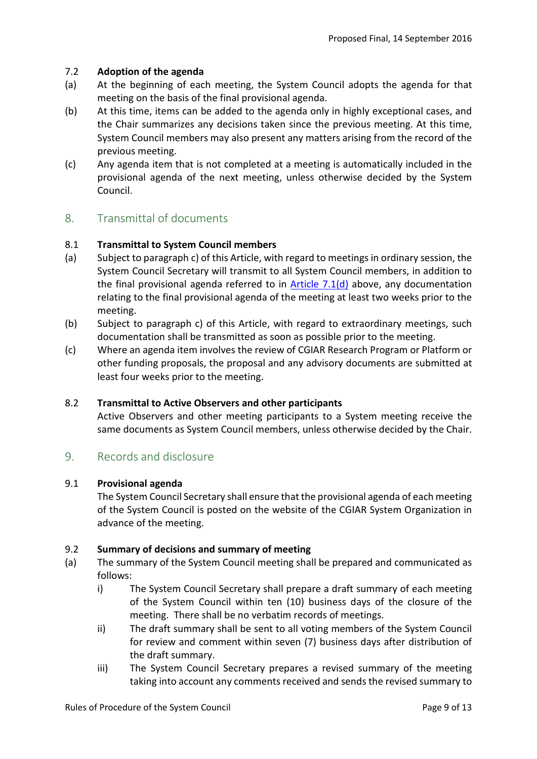### 7.2 Adoption of the agenda

(a) At the beginning of each meeting, the System Council adopts the agenda for that meeting on the basis of the final provisional agenda.

(b) At this time, items can be added to the agenda only in highly exceptional cases, and the Chair summarizes any decisions taken since the previous meeting. At this time, System Council members may also present any matters arising from the record of the previous meeting.

(c) Any agenda item that is not completed at a meeting is automatically included in the provisional agenda of the next meeting, unless otherwise decided by the System Council.

## 8. Transmittal of documents

### 8.1 Transmittal to System Council members

(a) Subject to paragraph c) of this Article, with regard to meetings in ordinary session, the System Council Secretary will transmit to all System Council members, in addition to the final provisional agenda referred to in Article 7.1(d) above, any documentation relating to the final provisional agenda of the meeting at least two weeks prior to the meeting.

(b) Subject to paragraph c) of this Article, with regard to extraordinary meetings, such documentation shall be transmitted as soon as possible prior to the meeting.

(c) Where an agenda item involves the review of CGIAR Research Program or Platform or other funding proposals, the proposal and any advisory documents are submitted at least four weeks prior to the meeting.

### 8.2 Transmittal to Active Observers and other participants

Active Observers and other meeting participants to a System meeting receive the same documents as System Council members, unless otherwise decided by the Chair.

## 9. Records and disclosure

### 9.1 Provisional agenda

The System Council Secretary shall ensure that the provisional agenda of each meeting of the System Council is posted on the website of the CGIAR System Organization in advance of the meeting.

### 9.2 Summary of decisions and summary of meeting

(a) The summary of the System Council meeting shall be prepared and communicated as follows:

i) The System Council Secretary shall prepare a draft summary of each meeting of the System Council within ten (10) business days of the closure of the meeting. There shall be no verbatim records of meetings.

ii) The draft summary shall be sent to all voting members of the System Council for review and comment within seven (7) business days after distribution of the draft summary.

iii) The System Council Secretary prepares a revised summary of the meeting taking into account any comments received and sends the revised summary to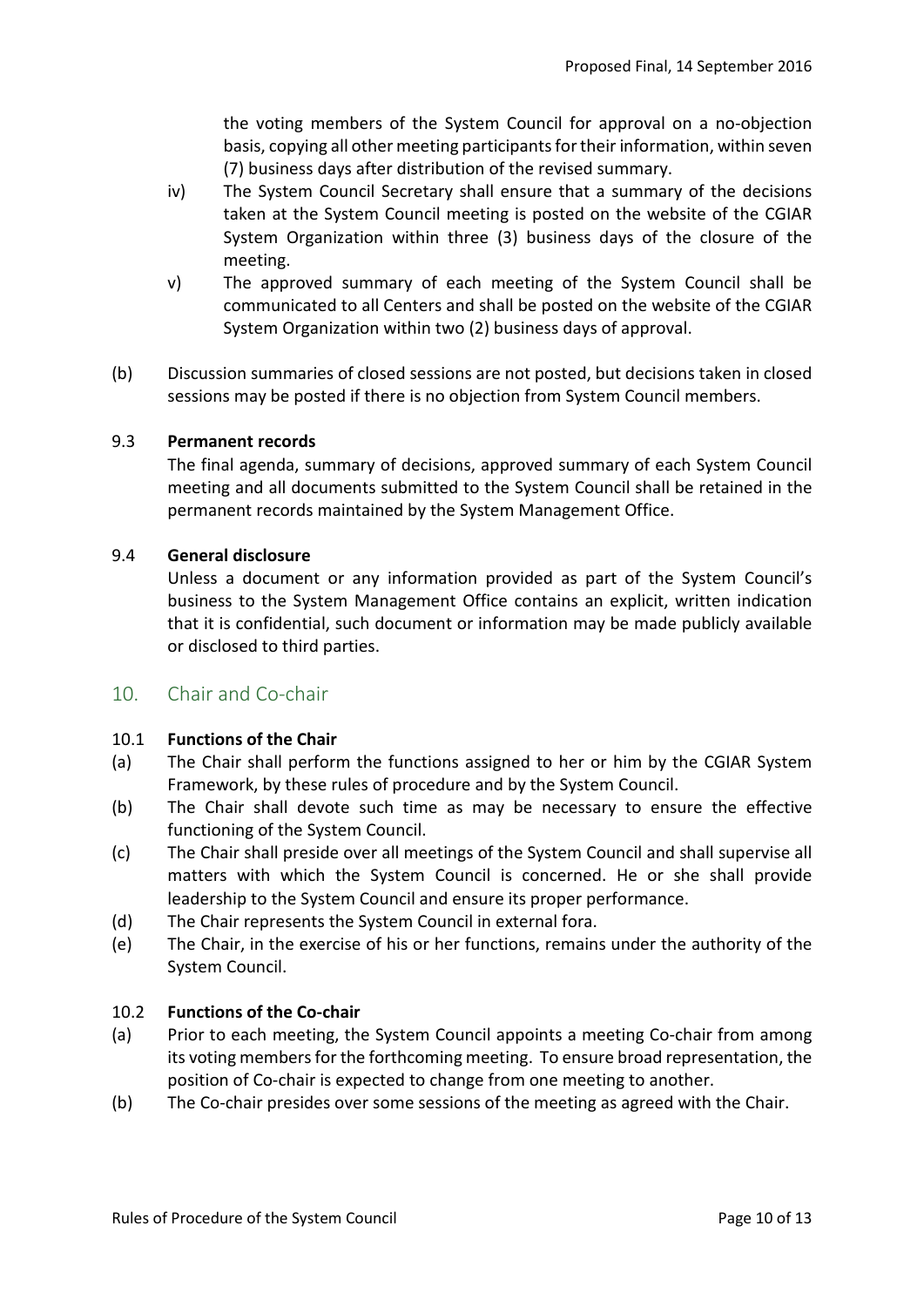the voting members of the System Council for approval on a no-objection basis, copying all other meeting participants for their information, within seven (7) business days after distribution of the revised summary.

iv) The System Council Secretary shall ensure that a summary of the decisions taken at the System Council meeting is posted on the website of the CGIAR System Organization within three (3) business days of the closure of the meeting.

v) The approved summary of each meeting of the System Council shall be communicated to all Centers and shall be posted on the website of the CGIAR System Organization within two (2) business days of approval.

(b) Discussion summaries of closed sessions are not posted, but decisions taken in closed sessions may be posted if there is no objection from System Council members.

### 9.3 Permanent records

The final agenda, summary of decisions, approved summary of each System Council meeting and all documents submitted to the System Council shall be retained in the permanent records maintained by the System Management Office.

### 9.4 General disclosure

Unless a document or any information provided as part of the System Council's business to the System Management Office contains an explicit, written indication that it is confidential, such document or information may be made publicly available or disclosed to third parties.

## 10. Chair and Co-chair

### 10.1 Functions of the Chair

(a) The Chair shall perform the functions assigned to her or him by the CGIAR System Framework, by these rules of procedure and by the System Council.

(b) The Chair shall devote such time as may be necessary to ensure the effective functioning of the System Council.

(c) The Chair shall preside over all meetings of the System Council and shall supervise all matters with which the System Council is concerned. He or she shall provide leadership to the System Council and ensure its proper performance.

(d) The Chair represents the System Council in external fora.

(e) The Chair, in the exercise of his or her functions, remains under the authority of the System Council.

### 10.2 Functions of the Co-chair

(a) Prior to each meeting, the System Council appoints a meeting Co-chair from among its voting members for the forthcoming meeting. To ensure broad representation, the position of Co-chair is expected to change from one meeting to another.

(b) The Co-chair presides over some sessions of the meeting as agreed with the Chair.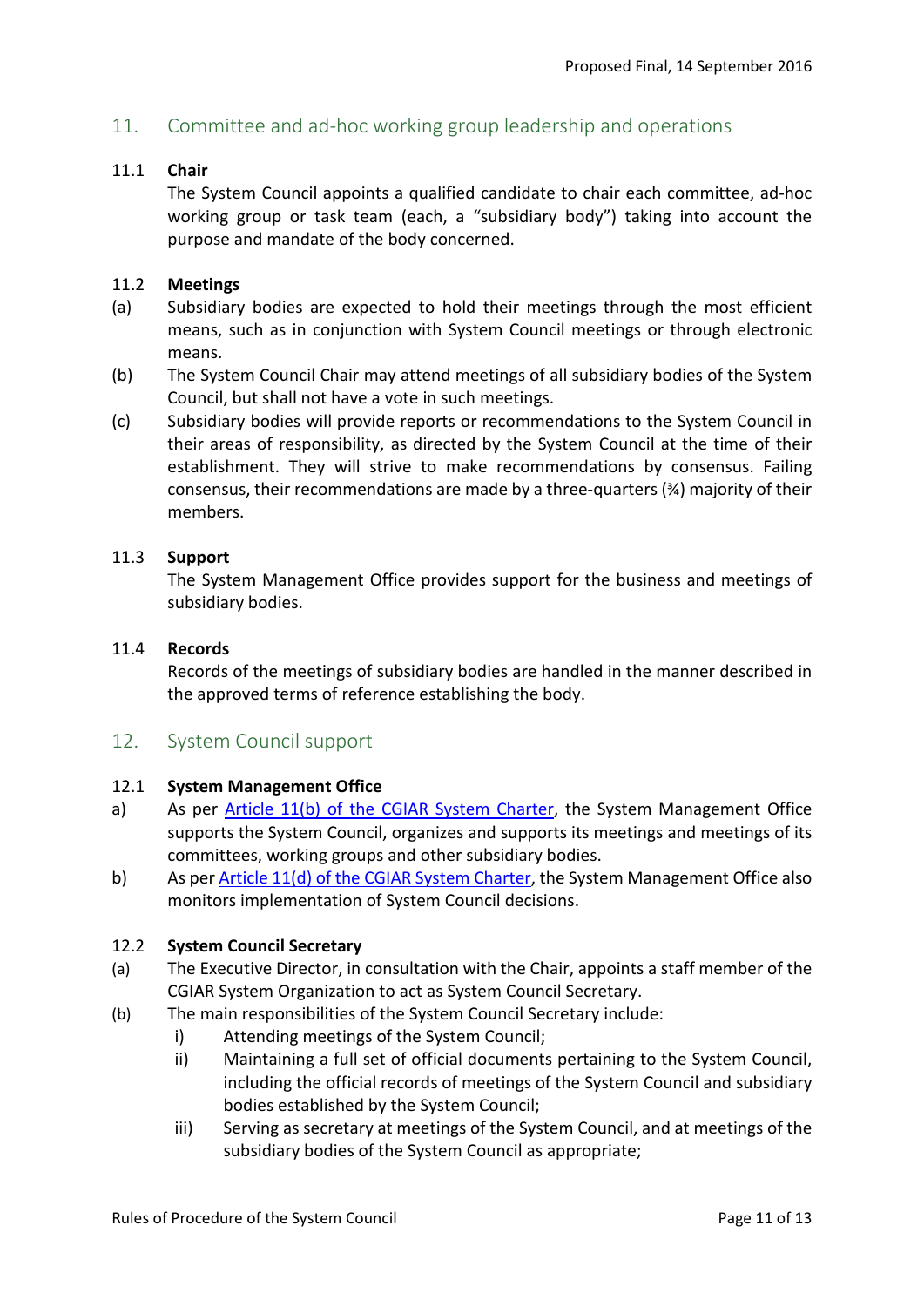## 11. Committee and ad-hoc working group leadership and operations

### 11.1 Chair

The System Council appoints a qualified candidate to chair each committee, ad-hoc working group or task team (each, a "subsidiary body") taking into account the purpose and mandate of the body concerned.

### 11.2 Meetings

(a) Subsidiary bodies are expected to hold their meetings through the most efficient means, such as in conjunction with System Council meetings or through electronic means.

(b) The System Council Chair may attend meetings of all subsidiary bodies of the System Council, but shall not have a vote in such meetings.

(c) Subsidiary bodies will provide reports or recommendations to the System Council in their areas of responsibility, as directed by the System Council at the time of their establishment. They will strive to make recommendations by consensus. Failing consensus, their recommendations are made by a three-quarters (¾) majority of their members.

### 11.3 Support

The System Management Office provides support for the business and meetings of subsidiary bodies.

### 11.4 Records

Records of the meetings of subsidiary bodies are handled in the manner described in the approved terms of reference establishing the body.

## 12. System Council support

### 12.1 System Management Office

a) As per Article 11(b) of the CGIAR System Charter, the System Management Office supports the System Council, organizes and supports its meetings and meetings of its committees, working groups and other subsidiary bodies.

b) As per Article 11(d) of the CGIAR System Charter, the System Management Office also monitors implementation of System Council decisions.

### 12.2 System Council Secretary

(a) The Executive Director, in consultation with the Chair, appoints a staff member of the CGIAR System Organization to act as System Council Secretary.

(b) The main responsibilities of the System Council Secretary include:

  i) Attending meetings of the System Council;
  
  ii) Maintaining a full set of official documents pertaining to the System Council, including the official records of meetings of the System Council and subsidiary bodies established by the System Council;
  
  iii) Serving as secretary at meetings of the System Council, and at meetings of the subsidiary bodies of the System Council as appropriate;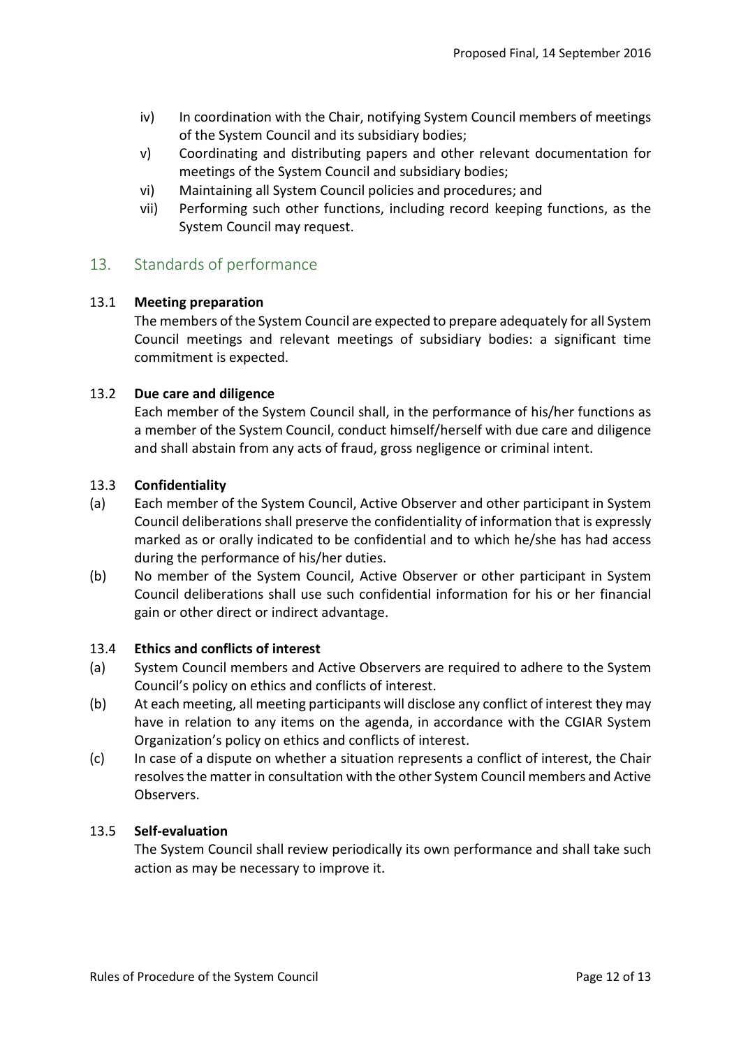iv) In coordination with the Chair, notifying System Council members of meetings of the System Council and its subsidiary bodies;

v) Coordinating and distributing papers and other relevant documentation for meetings of the System Council and subsidiary bodies;

vi) Maintaining all System Council policies and procedures; and

vii) Performing such other functions, including record keeping functions, as the System Council may request.

## 13. Standards of performance

### 13.1 Meeting preparation

The members of the System Council are expected to prepare adequately for all System Council meetings and relevant meetings of subsidiary bodies: a significant time commitment is expected.

### 13.2 Due care and diligence

Each member of the System Council shall, in the performance of his/her functions as a member of the System Council, conduct himself/herself with due care and diligence and shall abstain from any acts of fraud, gross negligence or criminal intent.

### 13.3 Confidentiality

(a) Each member of the System Council, Active Observer and other participant in System Council deliberations shall preserve the confidentiality of information that is expressly marked as or orally indicated to be confidential and to which he/she has had access during the performance of his/her duties.

(b) No member of the System Council, Active Observer or other participant in System Council deliberations shall use such confidential information for his or her financial gain or other direct or indirect advantage.

### 13.4 Ethics and conflicts of interest

(a) System Council members and Active Observers are required to adhere to the System Council's policy on ethics and conflicts of interest.

(b) At each meeting, all meeting participants will disclose any conflict of interest they may have in relation to any items on the agenda, in accordance with the CGIAR System Organization's policy on ethics and conflicts of interest.

(c) In case of a dispute on whether a situation represents a conflict of interest, the Chair resolves the matter in consultation with the other System Council members and Active Observers.

### 13.5 Self-evaluation

The System Council shall review periodically its own performance and shall take such action as may be necessary to improve it.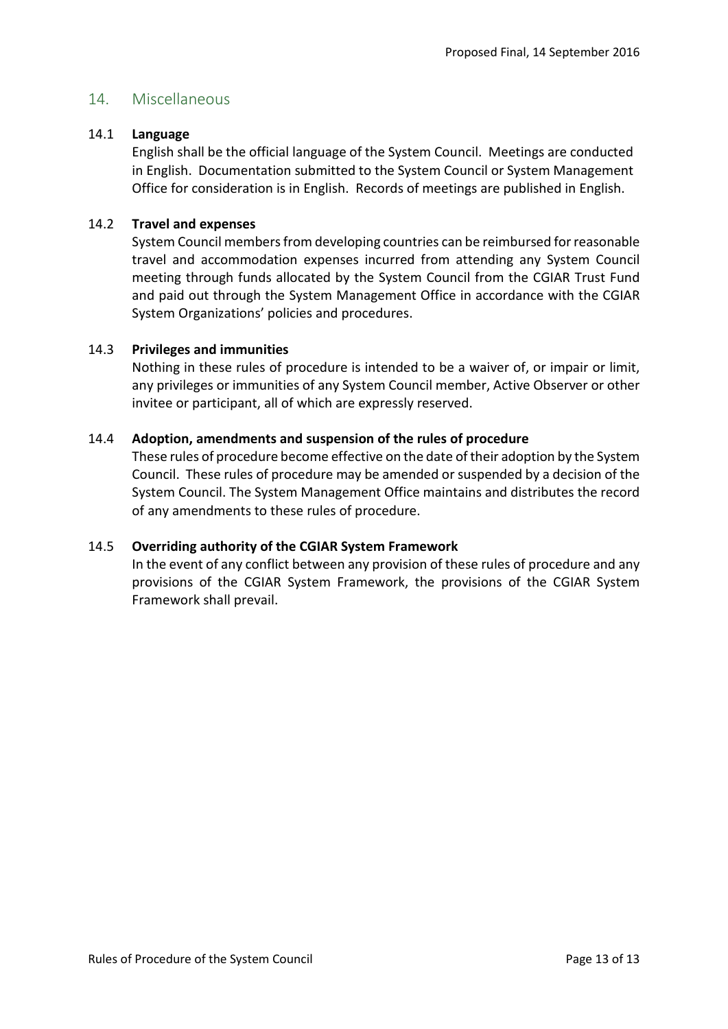## 14. Miscellaneous

### 14.1 Language

English shall be the official language of the System Council. Meetings are conducted in English. Documentation submitted to the System Council or System Management Office for consideration is in English. Records of meetings are published in English.

### 14.2 Travel and expenses

System Council members from developing countries can be reimbursed for reasonable travel and accommodation expenses incurred from attending any System Council meeting through funds allocated by the System Council from the CGIAR Trust Fund and paid out through the System Management Office in accordance with the CGIAR System Organizations' policies and procedures.

### 14.3 Privileges and immunities

Nothing in these rules of procedure is intended to be a waiver of, or impair or limit, any privileges or immunities of any System Council member, Active Observer or other invitee or participant, all of which are expressly reserved.

### 14.4 Adoption, amendments and suspension of the rules of procedure

These rules of procedure become effective on the date of their adoption by the System Council. These rules of procedure may be amended or suspended by a decision of the System Council. The System Management Office maintains and distributes the record of any amendments to these rules of procedure.

### 14.5 Overriding authority of the CGIAR System Framework

In the event of any conflict between any provision of these rules of procedure and any provisions of the CGIAR System Framework, the provisions of the CGIAR System Framework shall prevail.